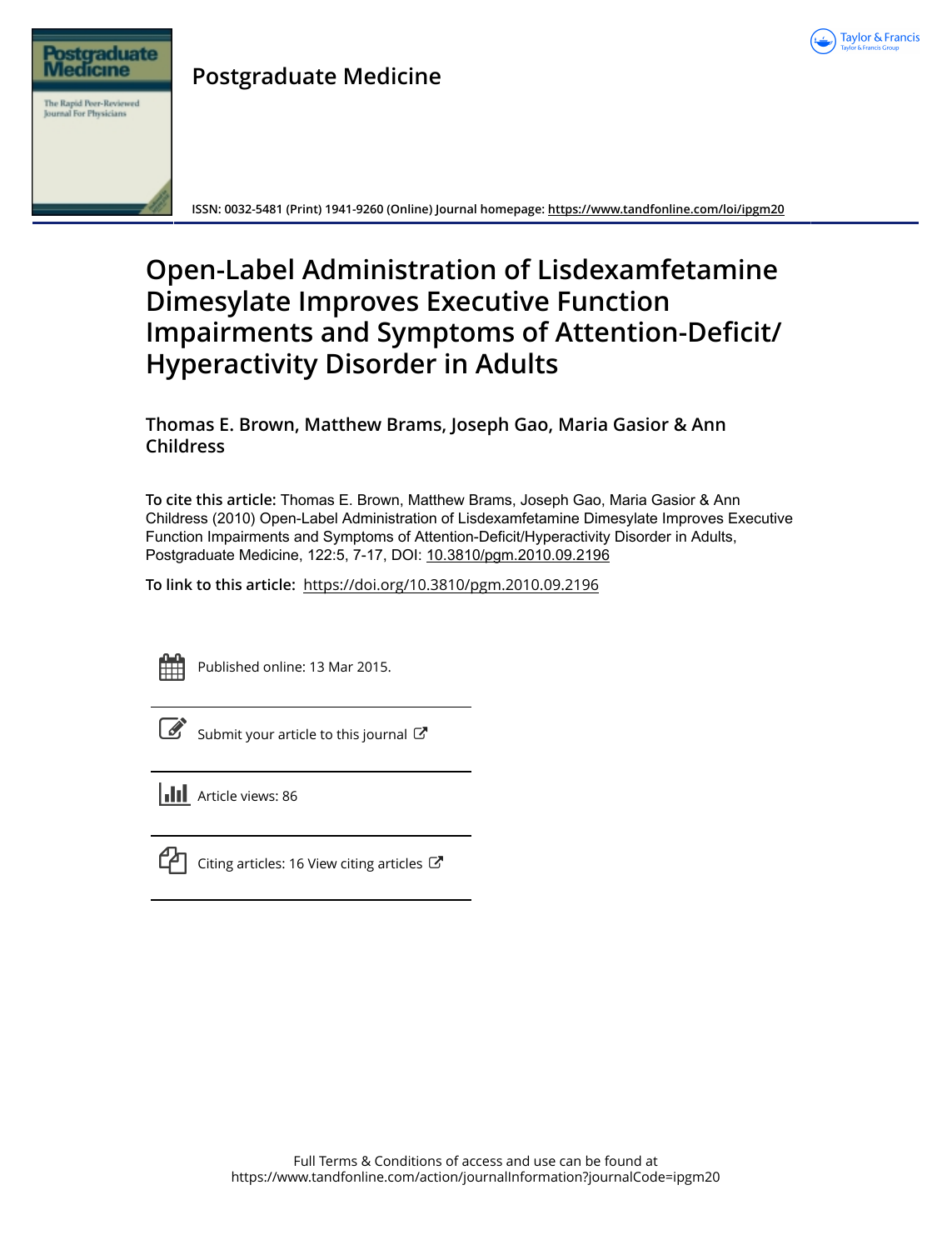Postgraduate Medicine

ISSN: 0032-5481 (Print) 1941-9260 (Online) Journal homepage: https://www.tandfonline.com/loi/ipgm20

# Open-Label Administration of Lisdexamfetamine Dimesylate Improves Executive Function Impairments and Symptoms of Attention-Deficit/Hyperactivity Disorder in Adults

**Thomas E. Brown, Matthew Brams, Joseph Gao, Maria Gasior & Ann Childress**

**To cite this article:** Thomas E. Brown, Matthew Brams, Joseph Gao, Maria Gasior & Ann Childress (2010) Open-Label Administration of Lisdexamfetamine Dimesylate Improves Executive Function Impairments and Symptoms of Attention-Deficit/Hyperactivity Disorder in Adults, Postgraduate Medicine, 122:5, 7-17, DOI: 10.3810/pgm.2010.09.2196

**To link to this article:** https://doi.org/10.3810/pgm.2010.09.2196

Published online: 13 Mar 2015.

Submit your article to this journal

Article views: 86

Citing articles: 16 View citing articles

Full Terms & Conditions of access and use can be found at
https://www.tandfonline.com/action/journalInformation?journalCode=ipgm20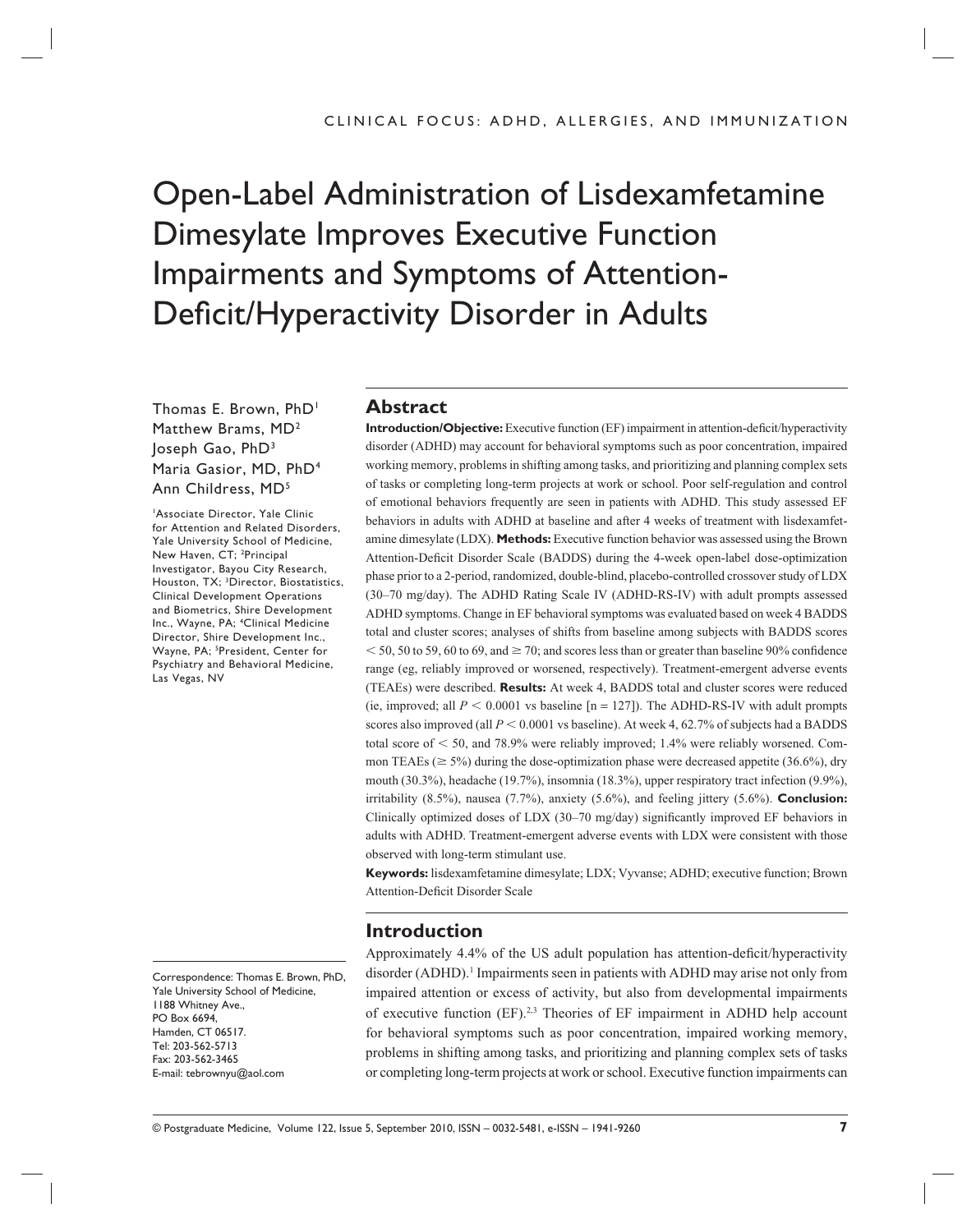# Open-Label Administration of Lisdexamfetamine Dimesylate Improves Executive Function Impairments and Symptoms of Attention-Deficit/Hyperactivity Disorder in Adults

Thomas E. Brown, PhD[1]
Matthew Brams, MD[2]
Joseph Gao, PhD[3]
Maria Gasior, MD, PhD[4]
Ann Childress, MD[5]

[1]Associate Director, Yale Clinic for Attention and Related Disorders, Yale University School of Medicine, New Haven, CT; [2]Principal Investigator, Bayou City Research, Houston, TX; [3]Director, Biostatistics, Clinical Development Operations and Biometrics, Shire Development Inc., Wayne, PA; [4]Clinical Medicine Director, Shire Development Inc., Wayne, PA; [5]President, Center for Psychiatry and Behavioral Medicine, Las Vegas, NV

## Abstract

**Introduction/Objective:** Executive function (EF) impairment in attention-deficit/hyperactivity disorder (ADHD) may account for behavioral symptoms such as poor concentration, impaired working memory, problems in shifting among tasks, and prioritizing and planning complex sets of tasks or completing long-term projects at work or school. Poor self-regulation and control of emotional behaviors frequently are seen in patients with ADHD. This study assessed EF behaviors in adults with ADHD at baseline and after 4 weeks of treatment with lisdexamfetamine dimesylate (LDX). **Methods:** Executive function behavior was assessed using the Brown Attention-Deficit Disorder Scale (BADDS) during the 4-week open-label dose-optimization phase prior to a 2-period, randomized, double-blind, placebo-controlled crossover study of LDX (30–70 mg/day). The ADHD Rating Scale IV (ADHD-RS-IV) with adult prompts assessed ADHD symptoms. Change in EF behavioral symptoms was evaluated based on week 4 BADDS total and cluster scores; analyses of shifts from baseline among subjects with BADDS scores $< 50$, 50 to 59, 60 to 69, and $\geq 70$; and scores less than or greater than baseline 90% confidence range (eg, reliably improved or worsened, respectively). Treatment-emergent adverse events (TEAEs) were described. **Results:** At week 4, BADDS total and cluster scores were reduced (ie, improved; all $P < 0.0001$ vs baseline [n = 127]). The ADHD-RS-IV with adult prompts scores also improved (all $P < 0.0001$ vs baseline). At week 4, 62.7% of subjects had a BADDS total score of $< 50$, and 78.9% were reliably improved; 1.4% were reliably worsened. Common TEAEs ($\geq 5\%$) during the dose-optimization phase were decreased appetite (36.6%), dry mouth (30.3%), headache (19.7%), insomnia (18.3%), upper respiratory tract infection (9.9%), irritability (8.5%), nausea (7.7%), anxiety (5.6%), and feeling jittery (5.6%). **Conclusion:** Clinically optimized doses of LDX (30–70 mg/day) significantly improved EF behaviors in adults with ADHD. Treatment-emergent adverse events with LDX were consistent with those observed with long-term stimulant use.

**Keywords:** lisdexamfetamine dimesylate; LDX; Vyvanse; ADHD; executive function; Brown Attention-Deficit Disorder Scale

## Introduction

Approximately 4.4% of the US adult population has attention-deficit/hyperactivity disorder (ADHD).[1] Impairments seen in patients with ADHD may arise not only from impaired attention or excess of activity, but also from developmental impairments of executive function (EF).[2,3] Theories of EF impairment in ADHD help account for behavioral symptoms such as poor concentration, impaired working memory, problems in shifting among tasks, and prioritizing and planning complex sets of tasks or completing long-term projects at work or school. Executive function impairments can

Correspondence: Thomas E. Brown, PhD, Yale University School of Medicine, 1188 Whitney Ave., PO Box 6694, Hamden, CT 06517.
Tel: 203-562-5713
Fax: 203-562-3465
E-mail: tebrownyu@aol.com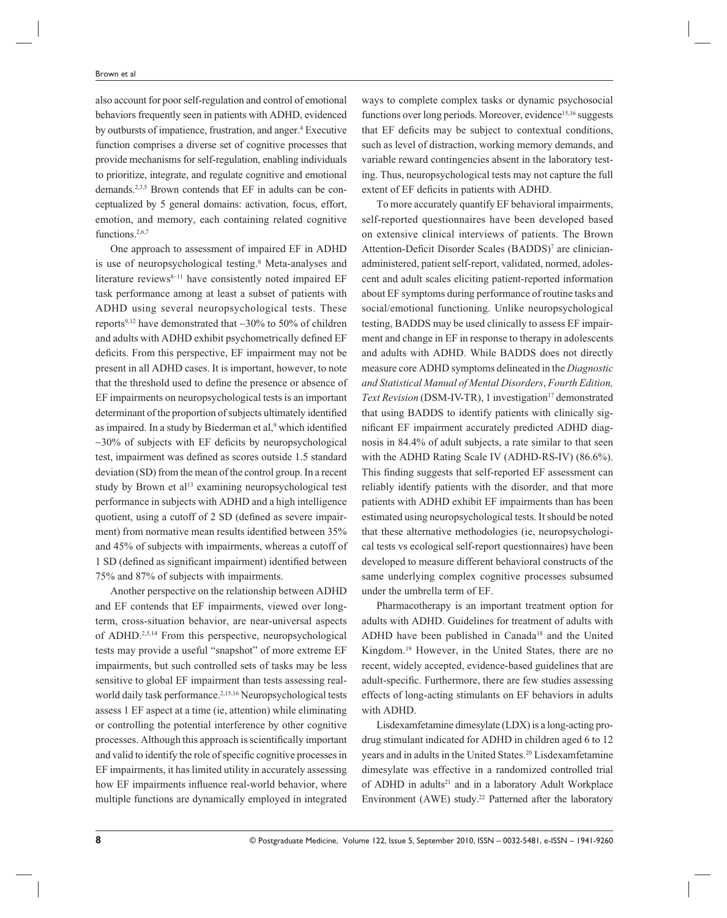also account for poor self-regulation and control of emotional behaviors frequently seen in patients with ADHD, evidenced by outbursts of impatience, frustration, and anger.[4] Executive function comprises a diverse set of cognitive processes that provide mechanisms for self-regulation, enabling individuals to prioritize, integrate, and regulate cognitive and emotional demands.[2,3,5] Brown contends that EF in adults can be conceptualized by 5 general domains: activation, focus, effort, emotion, and memory, each containing related cognitive functions.[2,6,7]

One approach to assessment of impaired EF in ADHD is use of neuropsychological testing.[8] Meta-analyses and literature reviews[8–11] have consistently noted impaired EF task performance among at least a subset of patients with ADHD using several neuropsychological tests. These reports[9,12] have demonstrated that ~30% to 50% of children and adults with ADHD exhibit psychometrically defined EF deficits. From this perspective, EF impairment may not be present in all ADHD cases. It is important, however, to note that the threshold used to define the presence or absence of EF impairments on neuropsychological tests is an important determinant of the proportion of subjects ultimately identified as impaired. In a study by Biederman et al,[9] which identified ~30% of subjects with EF deficits by neuropsychological test, impairment was defined as scores outside 1.5 standard deviation (SD) from the mean of the control group. In a recent study by Brown et al[13] examining neuropsychological test performance in subjects with ADHD and a high intelligence quotient, using a cutoff of 2 SD (defined as severe impairment) from normative mean results identified between 35% and 45% of subjects with impairments, whereas a cutoff of 1 SD (defined as significant impairment) identified between 75% and 87% of subjects with impairments.

Another perspective on the relationship between ADHD and EF contends that EF impairments, viewed over long-term, cross-situation behavior, are near-universal aspects of ADHD.[2,5,14] From this perspective, neuropsychological tests may provide a useful "snapshot" of more extreme EF impairments, but such controlled sets of tasks may be less sensitive to global EF impairment than tests assessing real-world daily task performance.[2,15,16] Neuropsychological tests assess 1 EF aspect at a time (ie, attention) while eliminating or controlling the potential interference by other cognitive processes. Although this approach is scientifically important and valid to identify the role of specific cognitive processes in EF impairments, it has limited utility in accurately assessing how EF impairments influence real-world behavior, where multiple functions are dynamically employed in integrated ways to complete complex tasks or dynamic psychosocial functions over long periods. Moreover, evidence[15,16] suggests that EF deficits may be subject to contextual conditions, such as level of distraction, working memory demands, and variable reward contingencies absent in the laboratory testing. Thus, neuropsychological tests may not capture the full extent of EF deficits in patients with ADHD.

To more accurately quantify EF behavioral impairments, self-reported questionnaires have been developed based on extensive clinical interviews of patients. The Brown Attention-Deficit Disorder Scales (BADDS)[7] are clinician-administered, patient self-report, validated, normed, adolescent and adult scales eliciting patient-reported information about EF symptoms during performance of routine tasks and social/emotional functioning. Unlike neuropsychological testing, BADDS may be used clinically to assess EF impairment and change in EF in response to therapy in adolescents and adults with ADHD. While BADDS does not directly measure core ADHD symptoms delineated in the *Diagnostic and Statistical Manual of Mental Disorders*, *Fourth Edition, Text Revision* (DSM-IV-TR), 1 investigation[17] demonstrated that using BADDS to identify patients with clinically significant EF impairment accurately predicted ADHD diagnosis in 84.4% of adult subjects, a rate similar to that seen with the ADHD Rating Scale IV (ADHD-RS-IV) (86.6%). This finding suggests that self-reported EF assessment can reliably identify patients with the disorder, and that more patients with ADHD exhibit EF impairments than has been estimated using neuropsychological tests. It should be noted that these alternative methodologies (ie, neuropsychological tests vs ecological self-report questionnaires) have been developed to measure different behavioral constructs of the same underlying complex cognitive processes subsumed under the umbrella term of EF.

Pharmacotherapy is an important treatment option for adults with ADHD. Guidelines for treatment of adults with ADHD have been published in Canada[18] and the United Kingdom.[19] However, in the United States, there are no recent, widely accepted, evidence-based guidelines that are adult-specific. Furthermore, there are few studies assessing effects of long-acting stimulants on EF behaviors in adults with ADHD.

Lisdexamfetamine dimesylate (LDX) is a long-acting prodrug stimulant indicated for ADHD in children aged 6 to 12 years and in adults in the United States.[20] Lisdexamfetamine dimesylate was effective in a randomized controlled trial of ADHD in adults[21] and in a laboratory Adult Workplace Environment (AWE) study.[22] Patterned after the laboratory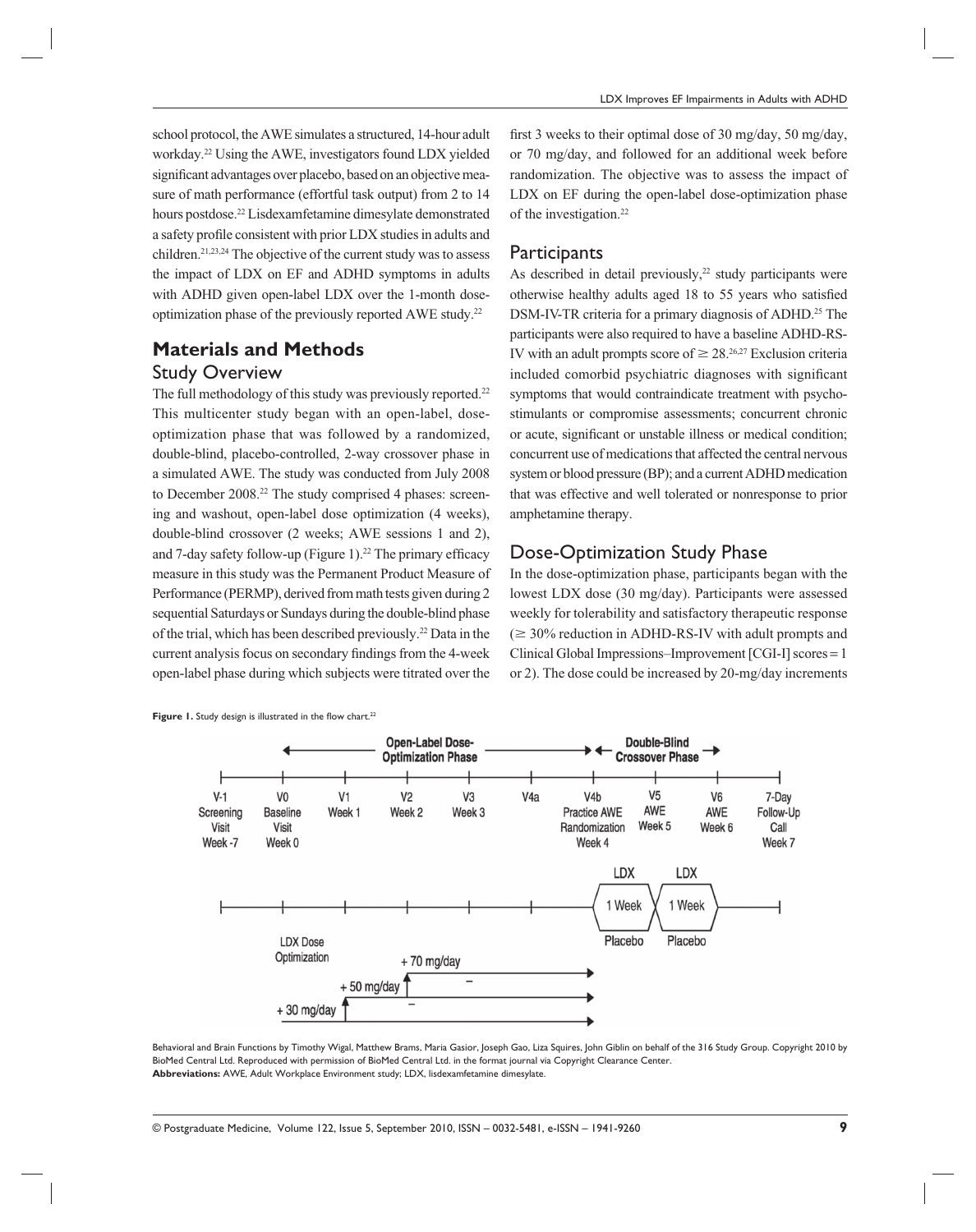school protocol, the AWE simulates a structured, 14-hour adult workday.[22] Using the AWE, investigators found LDX yielded significant advantages over placebo, based on an objective measure of math performance (effortful task output) from 2 to 14 hours postdose.[22] Lisdexamfetamine dimesylate demonstrated a safety profile consistent with prior LDX studies in adults and children.[21,23,24] The objective of the current study was to assess the impact of LDX on EF and ADHD symptoms in adults with ADHD given open-label LDX over the 1-month dose-optimization phase of the previously reported AWE study.[22]

## Materials and Methods

### Study Overview

The full methodology of this study was previously reported.[22] This multicenter study began with an open-label, dose-optimization phase that was followed by a randomized, double-blind, placebo-controlled, 2-way crossover phase in a simulated AWE. The study was conducted from July 2008 to December 2008.[22] The study comprised 4 phases: screening and washout, open-label dose optimization (4 weeks), double-blind crossover (2 weeks; AWE sessions 1 and 2), and 7-day safety follow-up (Figure 1).[22] The primary efficacy measure in this study was the Permanent Product Measure of Performance (PERMP), derived from math tests given during 2 sequential Saturdays or Sundays during the double-blind phase of the trial, which has been described previously.[22] Data in the current analysis focus on secondary findings from the 4-week open-label phase during which subjects were titrated over the first 3 weeks to their optimal dose of 30 mg/day, 50 mg/day, or 70 mg/day, and followed for an additional week before randomization. The objective was to assess the impact of LDX on EF during the open-label dose-optimization phase of the investigation.[22]

### Participants

As described in detail previously,[22] study participants were otherwise healthy adults aged 18 to 55 years who satisfied DSM-IV-TR criteria for a primary diagnosis of ADHD.[25] The participants were also required to have a baseline ADHD-RS-IV with an adult prompts score of ≥ 28.[26,27] Exclusion criteria included comorbid psychiatric diagnoses with significant symptoms that would contraindicate treatment with psychostimulants or compromise assessments; concurrent chronic or acute, significant or unstable illness or medical condition; concurrent use of medications that affected the central nervous system or blood pressure (BP); and a current ADHD medication that was effective and well tolerated or nonresponse to prior amphetamine therapy.

### Dose-Optimization Study Phase

In the dose-optimization phase, participants began with the lowest LDX dose (30 mg/day). Participants were assessed weekly for tolerability and satisfactory therapeutic response (≥ 30% reduction in ADHD-RS-IV with adult prompts and Clinical Global Impressions–Improvement [CGI-I] scores = 1 or 2). The dose could be increased by 20-mg/day increments

**Figure 1.** Study design is illustrated in the flow chart.[22]

Behavioral and Brain Functions by Timothy Wigal, Matthew Brams, Maria Gasior, Joseph Gao, Liza Squires, John Giblin on behalf of the 316 Study Group. Copyright 2010 by BioMed Central Ltd. Reproduced with permission of BioMed Central Ltd. in the format journal via Copyright Clearance Center.
**Abbreviations:** AWE, Adult Workplace Environment study; LDX, lisdexamfetamine dimesylate.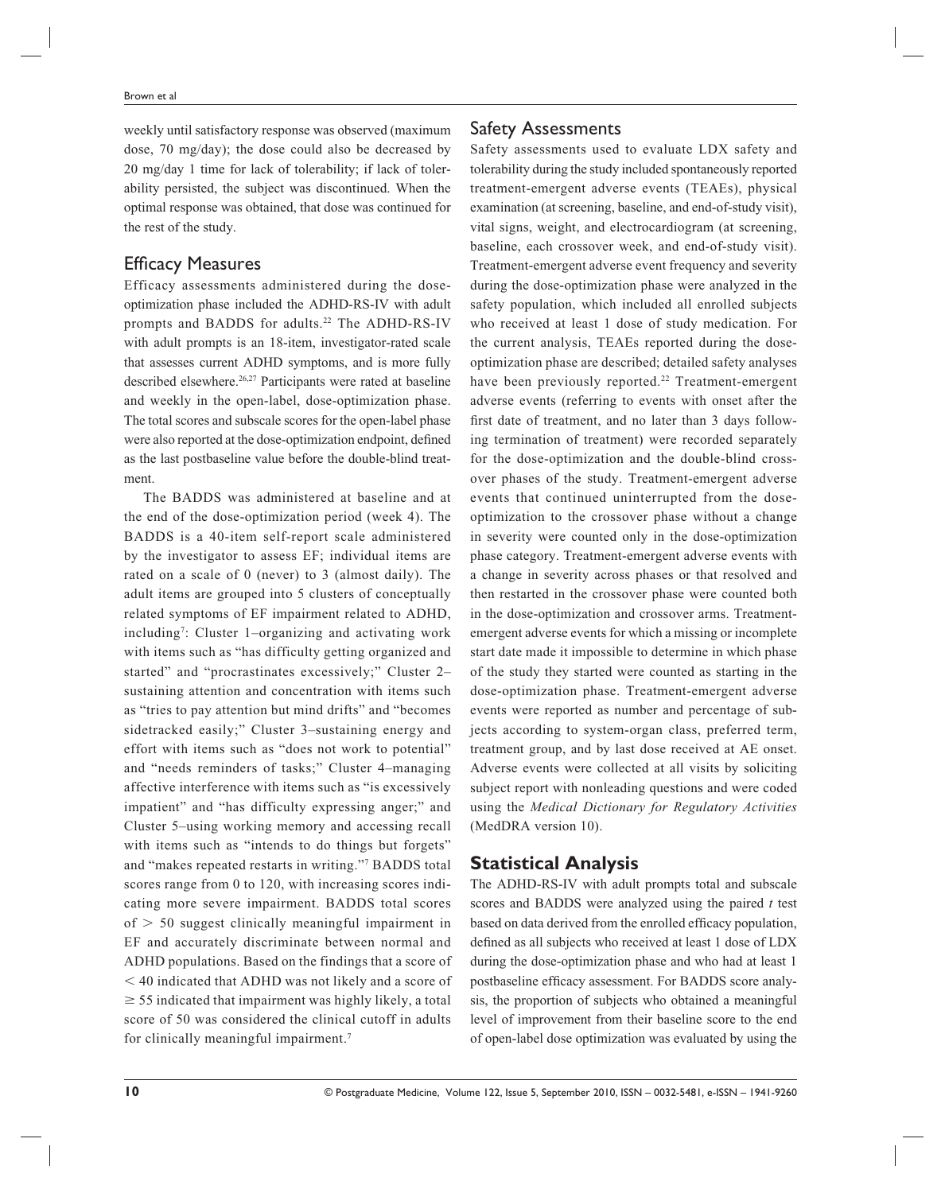weekly until satisfactory response was observed (maximum dose, 70 mg/day); the dose could also be decreased by 20 mg/day 1 time for lack of tolerability; if lack of tolerability persisted, the subject was discontinued. When the optimal response was obtained, that dose was continued for the rest of the study.

## Efficacy Measures

Efficacy assessments administered during the dose-optimization phase included the ADHD-RS-IV with adult prompts and BADDS for adults.[22] The ADHD-RS-IV with adult prompts is an 18-item, investigator-rated scale that assesses current ADHD symptoms, and is more fully described elsewhere.[26,27] Participants were rated at baseline and weekly in the open-label, dose-optimization phase. The total scores and subscale scores for the open-label phase were also reported at the dose-optimization endpoint, defined as the last postbaseline value before the double-blind treatment.

The BADDS was administered at baseline and at the end of the dose-optimization period (week 4). The BADDS is a 40-item self-report scale administered by the investigator to assess EF; individual items are rated on a scale of 0 (never) to 3 (almost daily). The adult items are grouped into 5 clusters of conceptually related symptoms of EF impairment related to ADHD, including[7]: Cluster 1–organizing and activating work with items such as "has difficulty getting organized and started" and "procrastinates excessively;" Cluster 2–sustaining attention and concentration with items such as "tries to pay attention but mind drifts" and "becomes sidetracked easily;" Cluster 3–sustaining energy and effort with items such as "does not work to potential" and "needs reminders of tasks;" Cluster 4–managing affective interference with items such as "is excessively impatient" and "has difficulty expressing anger;" and Cluster 5–using working memory and accessing recall with items such as "intends to do things but forgets" and "makes repeated restarts in writing."[7] BADDS total scores range from 0 to 120, with increasing scores indicating more severe impairment. BADDS total scores of $> 50$ suggest clinically meaningful impairment in EF and accurately discriminate between normal and ADHD populations. Based on the findings that a score of $< 40$ indicated that ADHD was not likely and a score of $\geq 55$ indicated that impairment was highly likely, a total score of 50 was considered the clinical cutoff in adults for clinically meaningful impairment.[7]

## Safety Assessments

Safety assessments used to evaluate LDX safety and tolerability during the study included spontaneously reported treatment-emergent adverse events (TEAEs), physical examination (at screening, baseline, and end-of-study visit), vital signs, weight, and electrocardiogram (at screening, baseline, each crossover week, and end-of-study visit). Treatment-emergent adverse event frequency and severity during the dose-optimization phase were analyzed in the safety population, which included all enrolled subjects who received at least 1 dose of study medication. For the current analysis, TEAEs reported during the dose-optimization phase are described; detailed safety analyses have been previously reported.[22] Treatment-emergent adverse events (referring to events with onset after the first date of treatment, and no later than 3 days following termination of treatment) were recorded separately for the dose-optimization and the double-blind crossover phases of the study. Treatment-emergent adverse events that continued uninterrupted from the dose-optimization to the crossover phase without a change in severity were counted only in the dose-optimization phase category. Treatment-emergent adverse events with a change in severity across phases or that resolved and then restarted in the crossover phase were counted both in the dose-optimization and crossover arms. Treatment-emergent adverse events for which a missing or incomplete start date made it impossible to determine in which phase of the study they started were counted as starting in the dose-optimization phase. Treatment-emergent adverse events were reported as number and percentage of subjects according to system-organ class, preferred term, treatment group, and by last dose received at AE onset. Adverse events were collected at all visits by soliciting subject report with nonleading questions and were coded using the *Medical Dictionary for Regulatory Activities* (MedDRA version 10).

## Statistical Analysis

The ADHD-RS-IV with adult prompts total and subscale scores and BADDS were analyzed using the paired *t* test based on data derived from the enrolled efficacy population, defined as all subjects who received at least 1 dose of LDX during the dose-optimization phase and who had at least 1 postbaseline efficacy assessment. For BADDS score analysis, the proportion of subjects who obtained a meaningful level of improvement from their baseline score to the end of open-label dose optimization was evaluated by using the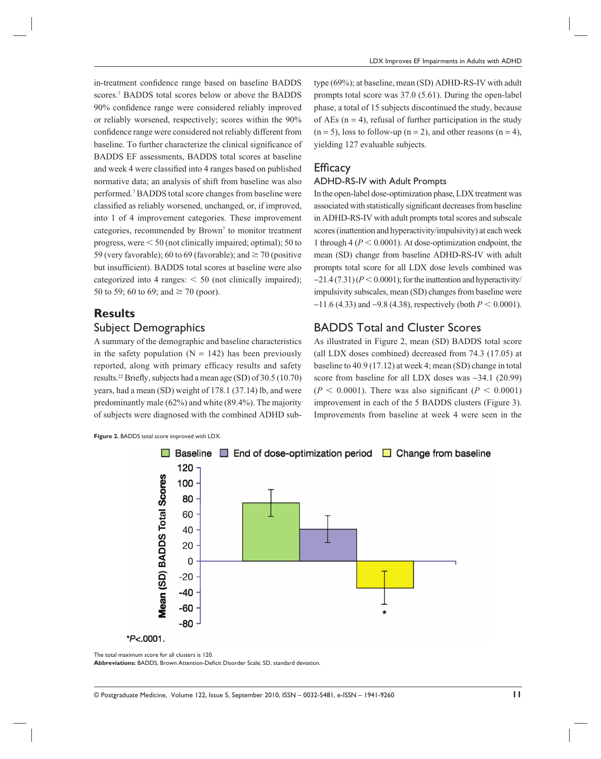in-treatment confidence range based on baseline BADDS scores.[7] BADDS total scores below or above the BADDS 90% confidence range were considered reliably improved or reliably worsened, respectively; scores within the 90% confidence range were considered not reliably different from baseline. To further characterize the clinical significance of BADDS EF assessments, BADDS total scores at baseline and week 4 were classified into 4 ranges based on published normative data; an analysis of shift from baseline was also performed.[7] BADDS total score changes from baseline were classified as reliably worsened, unchanged, or, if improved, into 1 of 4 improvement categories. These improvement categories, recommended by Brown[7] to monitor treatment progress, were < 50 (not clinically impaired; optimal); 50 to 59 (very favorable); 60 to 69 (favorable); and ≥ 70 (positive but insufficient). BADDS total scores at baseline were also categorized into 4 ranges: < 50 (not clinically impaired); 50 to 59; 60 to 69; and ≥ 70 (poor).

# Results

## Subject Demographics

A summary of the demographic and baseline characteristics in the safety population (N = 142) has been previously reported, along with primary efficacy results and safety results.[22] Briefly, subjects had a mean age (SD) of 30.5 (10.70) years, had a mean (SD) weight of 178.1 (37.14) lb, and were predominantly male (62%) and white (89.4%). The majority of subjects were diagnosed with the combined ADHD subtype (69%); at baseline, mean (SD) ADHD-RS-IV with adult prompts total score was 37.0 (5.61). During the open-label phase, a total of 15 subjects discontinued the study, because of AEs (n = 4), refusal of further participation in the study (n = 5), loss to follow-up (n = 2), and other reasons (n = 4), yielding 127 evaluable subjects.

## Efficacy

### ADHD-RS-IV with Adult Prompts

In the open-label dose-optimization phase, LDX treatment was associated with statistically significant decreases from baseline in ADHD-RS-IV with adult prompts total scores and subscale scores (inattention and hyperactivity/impulsivity) at each week 1 through 4 ($P < 0.0001$). At dose-optimization endpoint, the mean (SD) change from baseline ADHD-RS-IV with adult prompts total score for all LDX dose levels combined was −21.4 (7.31) ($P < 0.0001$); for the inattention and hyperactivity/impulsivity subscales, mean (SD) changes from baseline were −11.6 (4.33) and −9.8 (4.38), respectively (both $P < 0.0001$).

## BADDS Total and Cluster Scores

As illustrated in Figure 2, mean (SD) BADDS total score (all LDX doses combined) decreased from 74.3 (17.05) at baseline to 40.9 (17.12) at week 4; mean (SD) change in total score from baseline for all LDX doses was −34.1 (20.99) ($P < 0.0001$). There was also significant ($P < 0.0001$) improvement in each of the 5 BADDS clusters (Figure 3). Improvements from baseline at week 4 were seen in the

**Figure 2.** BADDS total score improved with LDX.

*$P$<.0001.

The total maximum score for all clusters is 120.

**Abbreviations:** BADDS, Brown Attention-Deficit Disorder Scale; SD, standard deviation.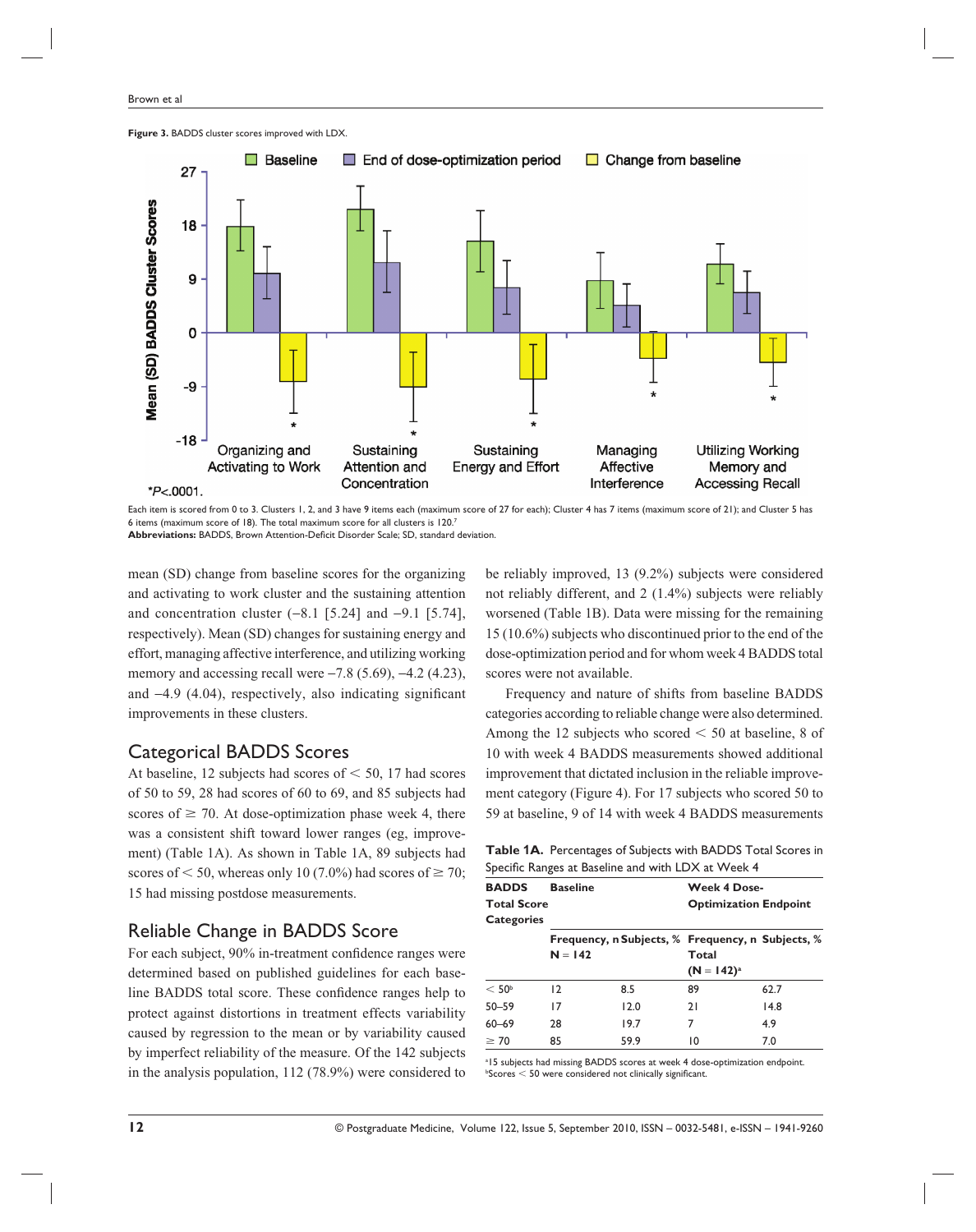**Figure 3.** BADDS cluster scores improved with LDX.

Each item is scored from 0 to 3. Clusters 1, 2, and 3 have 9 items each (maximum score of 27 for each); Cluster 4 has 7 items (maximum score of 21); and Cluster 5 has 6 items (maximum score of 18). The total maximum score for all clusters is 120.[7]

**Abbreviations:** BADDS, Brown Attention-Deficit Disorder Scale; SD, standard deviation.

mean (SD) change from baseline scores for the organizing and activating to work cluster and the sustaining attention and concentration cluster (−8.1 [5.24] and −9.1 [5.74], respectively). Mean (SD) changes for sustaining energy and effort, managing affective interference, and utilizing working memory and accessing recall were −7.8 (5.69), −4.2 (4.23), and −4.9 (4.04), respectively, also indicating significant improvements in these clusters.

## Categorical BADDS Scores

At baseline, 12 subjects had scores of < 50, 17 had scores of 50 to 59, 28 had scores of 60 to 69, and 85 subjects had scores of ≥ 70. At dose-optimization phase week 4, there was a consistent shift toward lower ranges (eg, improvement) (Table 1A). As shown in Table 1A, 89 subjects had scores of < 50, whereas only 10 (7.0%) had scores of ≥ 70; 15 had missing postdose measurements.

## Reliable Change in BADDS Score

For each subject, 90% in-treatment confidence ranges were determined based on published guidelines for each baseline BADDS total score. These confidence ranges help to protect against distortions in treatment effects variability caused by regression to the mean or by variability caused by imperfect reliability of the measure. Of the 142 subjects in the analysis population, 112 (78.9%) were considered to be reliably improved, 13 (9.2%) subjects were considered not reliably different, and 2 (1.4%) subjects were reliably worsened (Table 1B). Data were missing for the remaining 15 (10.6%) subjects who discontinued prior to the end of the dose-optimization period and for whom week 4 BADDS total scores were not available.

Frequency and nature of shifts from baseline BADDS categories according to reliable change were also determined. Among the 12 subjects who scored < 50 at baseline, 8 of 10 with week 4 BADDS measurements showed additional improvement that dictated inclusion in the reliable improvement category (Figure 4). For 17 subjects who scored 50 to 59 at baseline, 9 of 14 with week 4 BADDS measurements

**Table 1A.** Percentages of Subjects with BADDS Total Scores in Specific Ranges at Baseline and with LDX at Week 4

| BADDS Total Score Categories | Baseline | | Week 4 Dose-Optimization Endpoint | |
|---|---|---|---|---|
| | Frequency, n N = 142 | Subjects, % | Frequency, n Total (N = 142)[a] | Subjects, % |
| < 50[b] | 12 | 8.5 | 89 | 62.7 |
| 50–59 | 17 | 12.0 | 21 | 14.8 |
| 60–69 | 28 | 19.7 | 7 | 4.9 |
| ≥ 70 | 85 | 59.9 | 10 | 7.0 |

[a]15 subjects had missing BADDS scores at week 4 dose-optimization endpoint.
[b]Scores < 50 were considered not clinically significant.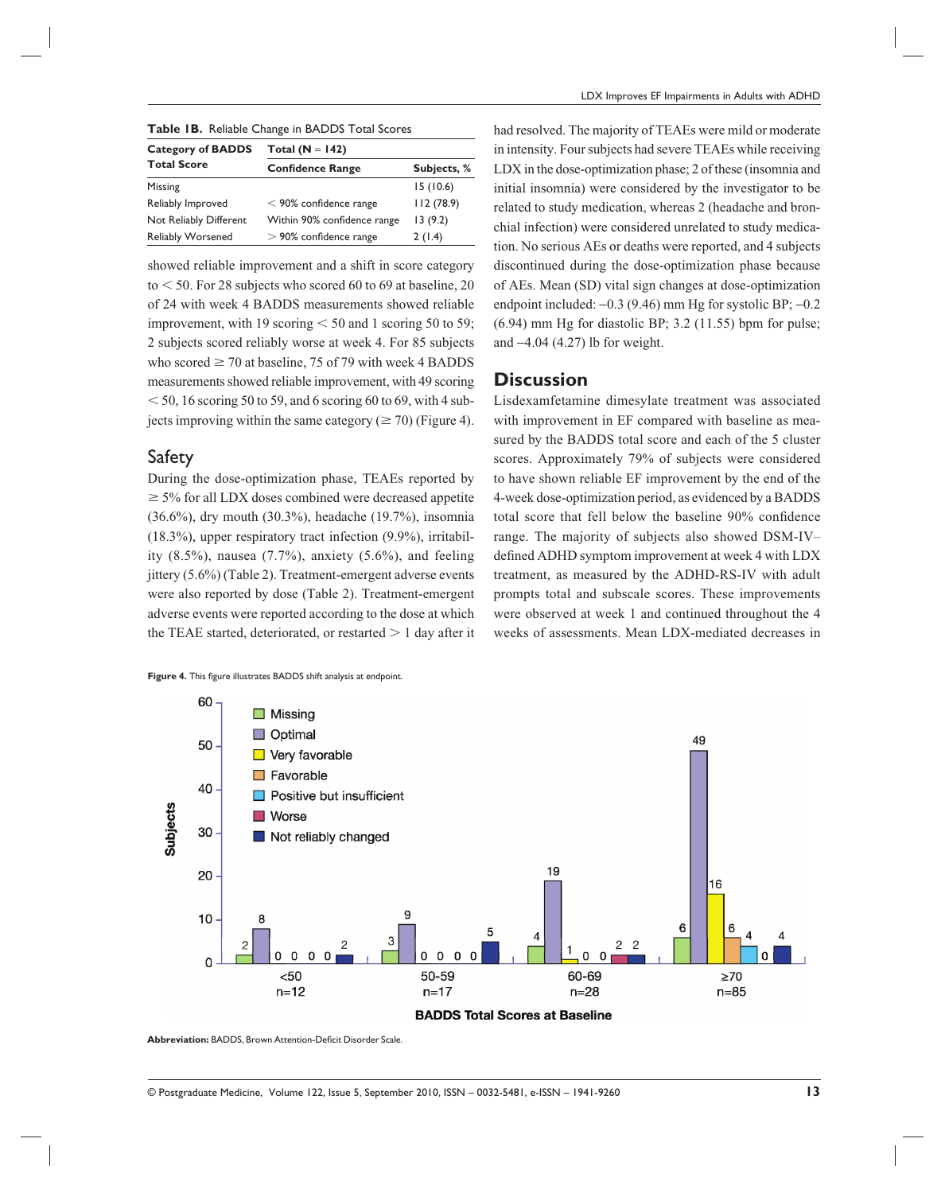**Table 1B.** Reliable Change in BADDS Total Scores

| Category of BADDS Total Score | Total (N = 142) | |
|---|---|---|
| | Confidence Range | Subjects, % |
| Missing | | 15 (10.6) |
| Reliably Improved | < 90% confidence range | 112 (78.9) |
| Not Reliably Different | Within 90% confidence range | 13 (9.2) |
| Reliably Worsened | > 90% confidence range | 2 (1.4) |

showed reliable improvement and a shift in score category to < 50. For 28 subjects who scored 60 to 69 at baseline, 20 of 24 with week 4 BADDS measurements showed reliable improvement, with 19 scoring < 50 and 1 scoring 50 to 59; 2 subjects scored reliably worse at week 4. For 85 subjects who scored ≥ 70 at baseline, 75 of 79 with week 4 BADDS measurements showed reliable improvement, with 49 scoring < 50, 16 scoring 50 to 59, and 6 scoring 60 to 69, with 4 subjects improving within the same category (≥ 70) (Figure 4).

## Safety

During the dose-optimization phase, TEAEs reported by ≥ 5% for all LDX doses combined were decreased appetite (36.6%), dry mouth (30.3%), headache (19.7%), insomnia (18.3%), upper respiratory tract infection (9.9%), irritability (8.5%), nausea (7.7%), anxiety (5.6%), and feeling jittery (5.6%) (Table 2). Treatment-emergent adverse events were also reported by dose (Table 2). Treatment-emergent adverse events were reported according to the dose at which the TEAE started, deteriorated, or restarted > 1 day after it had resolved. The majority of TEAEs were mild or moderate in intensity. Four subjects had severe TEAEs while receiving LDX in the dose-optimization phase; 2 of these (insomnia and initial insomnia) were considered by the investigator to be related to study medication, whereas 2 (headache and bronchial infection) were considered unrelated to study medication. No serious AEs or deaths were reported, and 4 subjects discontinued during the dose-optimization phase because of AEs. Mean (SD) vital sign changes at dose-optimization endpoint included: –0.3 (9.46) mm Hg for systolic BP; –0.2 (6.94) mm Hg for diastolic BP; 3.2 (11.55) bpm for pulse; and –4.04 (4.27) lb for weight.

## Discussion

Lisdexamfetamine dimesylate treatment was associated with improvement in EF compared with baseline as measured by the BADDS total score and each of the 5 cluster scores. Approximately 79% of subjects were considered to have shown reliable EF improvement by the end of the 4-week dose-optimization period, as evidenced by a BADDS total score that fell below the baseline 90% confidence range. The majority of subjects also showed DSM-IV–defined ADHD symptom improvement at week 4 with LDX treatment, as measured by the ADHD-RS-IV with adult prompts total and subscale scores. These improvements were observed at week 1 and continued throughout the 4 weeks of assessments. Mean LDX-mediated decreases in

**Figure 4.** This figure illustrates BADDS shift analysis at endpoint.

**Abbreviation:** BADDS, Brown Attention-Deficit Disorder Scale.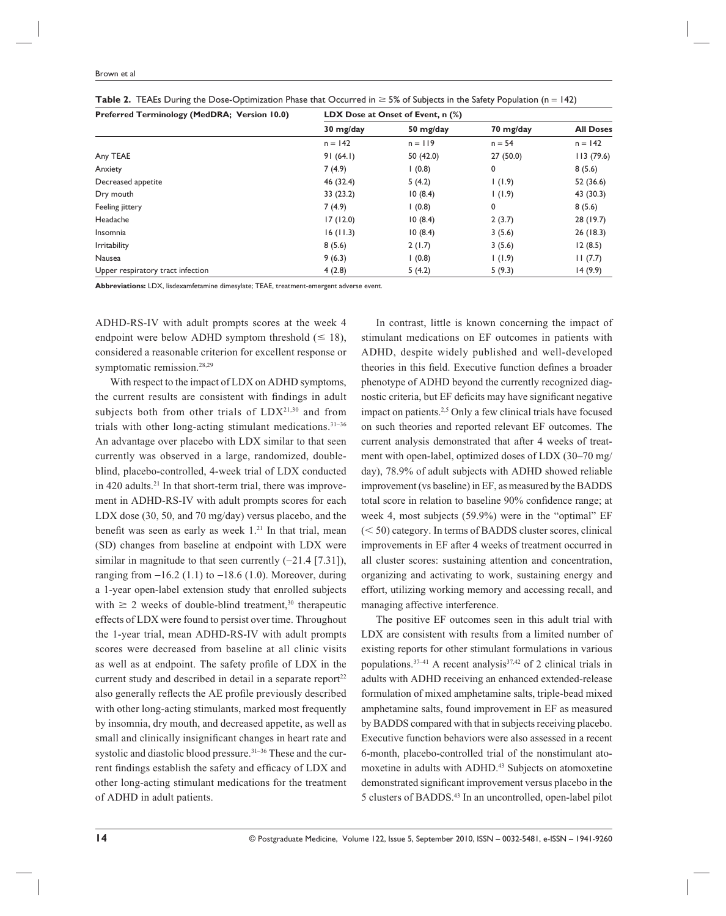**Table 2.** TEAEs During the Dose-Optimization Phase that Occurred in ≥ 5% of Subjects in the Safety Population (n = 142)

| Preferred Terminology (MedDRA; Version 10.0) | LDX Dose at Onset of Event, n (%) | | | |
|---|---|---|---|---|
| | 30 mg/day | 50 mg/day | 70 mg/day | All Doses |
| | n = 142 | n = 119 | n = 54 | n = 142 |
| Any TEAE | 91 (64.1) | 50 (42.0) | 27 (50.0) | 113 (79.6) |
| Anxiety | 7 (4.9) | 1 (0.8) | 0 | 8 (5.6) |
| Decreased appetite | 46 (32.4) | 5 (4.2) | 1 (1.9) | 52 (36.6) |
| Dry mouth | 33 (23.2) | 10 (8.4) | 1 (1.9) | 43 (30.3) |
| Feeling jittery | 7 (4.9) | 1 (0.8) | 0 | 8 (5.6) |
| Headache | 17 (12.0) | 10 (8.4) | 2 (3.7) | 28 (19.7) |
| Insomnia | 16 (11.3) | 10 (8.4) | 3 (5.6) | 26 (18.3) |
| Irritability | 8 (5.6) | 2 (1.7) | 3 (5.6) | 12 (8.5) |
| Nausea | 9 (6.3) | 1 (0.8) | 1 (1.9) | 11 (7.7) |
| Upper respiratory tract infection | 4 (2.8) | 5 (4.2) | 5 (9.3) | 14 (9.9) |

**Abbreviations:** LDX, lisdexamfetamine dimesylate; TEAE, treatment-emergent adverse event.

ADHD-RS-IV with adult prompts scores at the week 4 endpoint were below ADHD symptom threshold (≤ 18), considered a reasonable criterion for excellent response or symptomatic remission.[28,29]

With respect to the impact of LDX on ADHD symptoms, the current results are consistent with findings in adult subjects both from other trials of LDX[21,30] and from trials with other long-acting stimulant medications.[31–36] An advantage over placebo with LDX similar to that seen currently was observed in a large, randomized, double-blind, placebo-controlled, 4-week trial of LDX conducted in 420 adults.[21] In that short-term trial, there was improvement in ADHD-RS-IV with adult prompts scores for each LDX dose (30, 50, and 70 mg/day) versus placebo, and the benefit was seen as early as week 1.[21] In that trial, mean (SD) changes from baseline at endpoint with LDX were similar in magnitude to that seen currently (−21.4 [7.31]), ranging from −16.2 (1.1) to −18.6 (1.0). Moreover, during a 1-year open-label extension study that enrolled subjects with ≥ 2 weeks of double-blind treatment,[30] therapeutic effects of LDX were found to persist over time. Throughout the 1-year trial, mean ADHD-RS-IV with adult prompts scores were decreased from baseline at all clinic visits as well as at endpoint. The safety profile of LDX in the current study and described in detail in a separate report[22] also generally reflects the AE profile previously described with other long-acting stimulants, marked most frequently by insomnia, dry mouth, and decreased appetite, as well as small and clinically insignificant changes in heart rate and systolic and diastolic blood pressure.[31–36] These and the current findings establish the safety and efficacy of LDX and other long-acting stimulant medications for the treatment of ADHD in adult patients.

In contrast, little is known concerning the impact of stimulant medications on EF outcomes in patients with ADHD, despite widely published and well-developed theories in this field. Executive function defines a broader phenotype of ADHD beyond the currently recognized diagnostic criteria, but EF deficits may have significant negative impact on patients.[2,5] Only a few clinical trials have focused on such theories and reported relevant EF outcomes. The current analysis demonstrated that after 4 weeks of treatment with open-label, optimized doses of LDX (30–70 mg/day), 78.9% of adult subjects with ADHD showed reliable improvement (vs baseline) in EF, as measured by the BADDS total score in relation to baseline 90% confidence range; at week 4, most subjects (59.9%) were in the "optimal" EF (< 50) category. In terms of BADDS cluster scores, clinical improvements in EF after 4 weeks of treatment occurred in all cluster scores: sustaining attention and concentration, organizing and activating to work, sustaining energy and effort, utilizing working memory and accessing recall, and managing affective interference.

The positive EF outcomes seen in this adult trial with LDX are consistent with results from a limited number of existing reports for other stimulant formulations in various populations.[37–41] A recent analysis[37,42] of 2 clinical trials in adults with ADHD receiving an enhanced extended-release formulation of mixed amphetamine salts, triple-bead mixed amphetamine salts, found improvement in EF as measured by BADDS compared with that in subjects receiving placebo. Executive function behaviors were also assessed in a recent 6-month, placebo-controlled trial of the nonstimulant atomoxetine in adults with ADHD.[43] Subjects on atomoxetine demonstrated significant improvement versus placebo in the 5 clusters of BADDS.[43] In an uncontrolled, open-label pilot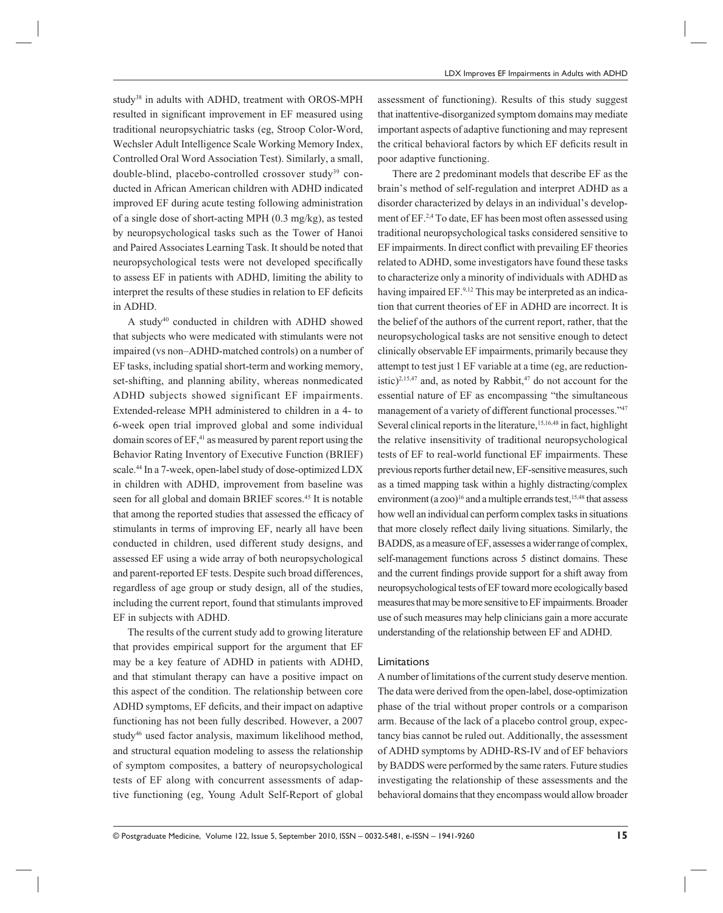study[38] in adults with ADHD, treatment with OROS-MPH resulted in significant improvement in EF measured using traditional neuropsychiatric tasks (eg, Stroop Color-Word, Wechsler Adult Intelligence Scale Working Memory Index, Controlled Oral Word Association Test). Similarly, a small, double-blind, placebo-controlled crossover study[39] conducted in African American children with ADHD indicated improved EF during acute testing following administration of a single dose of short-acting MPH (0.3 mg/kg), as tested by neuropsychological tasks such as the Tower of Hanoi and Paired Associates Learning Task. It should be noted that neuropsychological tests were not developed specifically to assess EF in patients with ADHD, limiting the ability to interpret the results of these studies in relation to EF deficits in ADHD.

A study[40] conducted in children with ADHD showed that subjects who were medicated with stimulants were not impaired (vs non–ADHD-matched controls) on a number of EF tasks, including spatial short-term and working memory, set-shifting, and planning ability, whereas nonmedicated ADHD subjects showed significant EF impairments. Extended-release MPH administered to children in a 4- to 6-week open trial improved global and some individual domain scores of EF,[41] as measured by parent report using the Behavior Rating Inventory of Executive Function (BRIEF) scale.[44] In a 7-week, open-label study of dose-optimized LDX in children with ADHD, improvement from baseline was seen for all global and domain BRIEF scores.[45] It is notable that among the reported studies that assessed the efficacy of stimulants in terms of improving EF, nearly all have been conducted in children, used different study designs, and assessed EF using a wide array of both neuropsychological and parent-reported EF tests. Despite such broad differences, regardless of age group or study design, all of the studies, including the current report, found that stimulants improved EF in subjects with ADHD.

The results of the current study add to growing literature that provides empirical support for the argument that EF may be a key feature of ADHD in patients with ADHD, and that stimulant therapy can have a positive impact on this aspect of the condition. The relationship between core ADHD symptoms, EF deficits, and their impact on adaptive functioning has not been fully described. However, a 2007 study[46] used factor analysis, maximum likelihood method, and structural equation modeling to assess the relationship of symptom composites, a battery of neuropsychological tests of EF along with concurrent assessments of adaptive functioning (eg, Young Adult Self-Report of global assessment of functioning). Results of this study suggest that inattentive-disorganized symptom domains may mediate important aspects of adaptive functioning and may represent the critical behavioral factors by which EF deficits result in poor adaptive functioning.

There are 2 predominant models that describe EF as the brain's method of self-regulation and interpret ADHD as a disorder characterized by delays in an individual's development of EF.[2,4] To date, EF has been most often assessed using traditional neuropsychological tasks considered sensitive to EF impairments. In direct conflict with prevailing EF theories related to ADHD, some investigators have found these tasks to characterize only a minority of individuals with ADHD as having impaired EF.[9,12] This may be interpreted as an indication that current theories of EF in ADHD are incorrect. It is the belief of the authors of the current report, rather, that the neuropsychological tasks are not sensitive enough to detect clinically observable EF impairments, primarily because they attempt to test just 1 EF variable at a time (eg, are reductionistic)[2,15,47] and, as noted by Rabbit,[47] do not account for the essential nature of EF as encompassing "the simultaneous management of a variety of different functional processes."[47] Several clinical reports in the literature,[15,16,48] in fact, highlight the relative insensitivity of traditional neuropsychological tests of EF to real-world functional EF impairments. These previous reports further detail new, EF-sensitive measures, such as a timed mapping task within a highly distracting/complex environment (a zoo)[16] and a multiple errands test,[15,48] that assess how well an individual can perform complex tasks in situations that more closely reflect daily living situations. Similarly, the BADDS, as a measure of EF, assesses a wider range of complex, self-management functions across 5 distinct domains. These and the current findings provide support for a shift away from neuropsychological tests of EF toward more ecologically based measures that may be more sensitive to EF impairments. Broader use of such measures may help clinicians gain a more accurate understanding of the relationship between EF and ADHD.

## Limitations

A number of limitations of the current study deserve mention. The data were derived from the open-label, dose-optimization phase of the trial without proper controls or a comparison arm. Because of the lack of a placebo control group, expectancy bias cannot be ruled out. Additionally, the assessment of ADHD symptoms by ADHD-RS-IV and of EF behaviors by BADDS were performed by the same raters. Future studies investigating the relationship of these assessments and the behavioral domains that they encompass would allow broader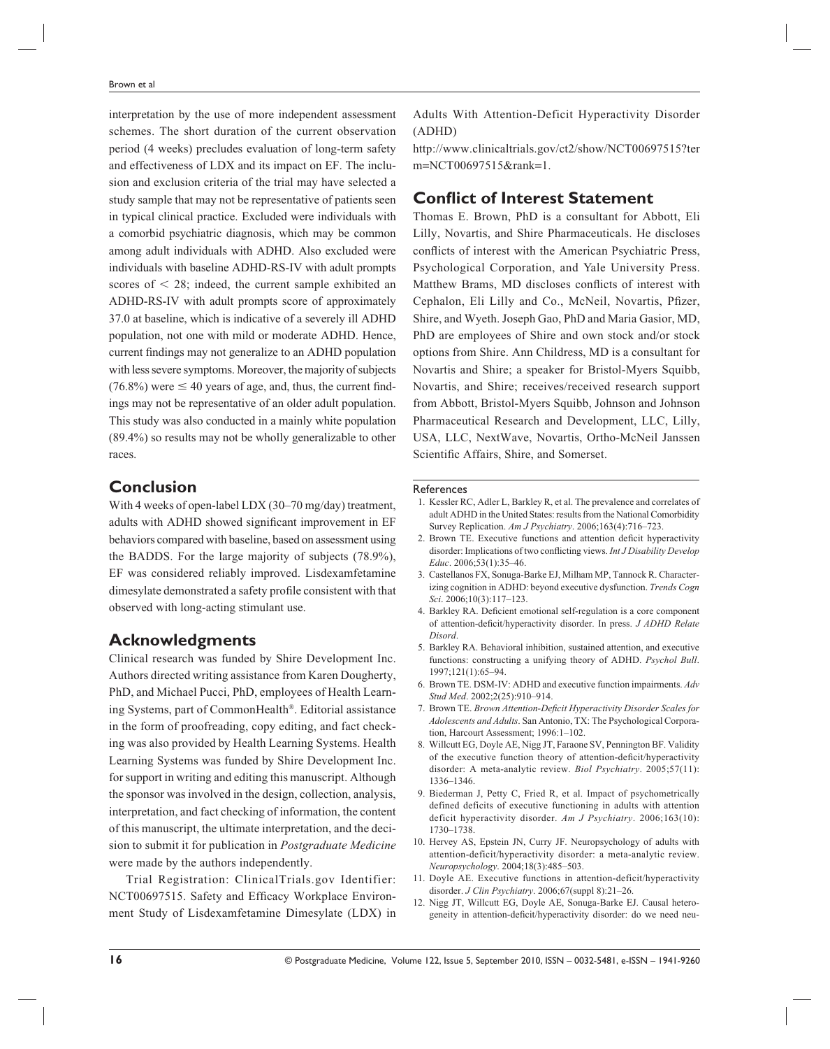interpretation by the use of more independent assessment schemes. The short duration of the current observation period (4 weeks) precludes evaluation of long-term safety and effectiveness of LDX and its impact on EF. The inclusion and exclusion criteria of the trial may have selected a study sample that may not be representative of patients seen in typical clinical practice. Excluded were individuals with a comorbid psychiatric diagnosis, which may be common among adult individuals with ADHD. Also excluded were individuals with baseline ADHD-RS-IV with adult prompts scores of $< 28$; indeed, the current sample exhibited an ADHD-RS-IV with adult prompts score of approximately 37.0 at baseline, which is indicative of a severely ill ADHD population, not one with mild or moderate ADHD. Hence, current findings may not generalize to an ADHD population with less severe symptoms. Moreover, the majority of subjects (76.8%) were $\leq 40$ years of age, and, thus, the current findings may not be representative of an older adult population. This study was also conducted in a mainly white population (89.4%) so results may not be wholly generalizable to other races.

## Conclusion

With 4 weeks of open-label LDX (30–70 mg/day) treatment, adults with ADHD showed significant improvement in EF behaviors compared with baseline, based on assessment using the BADDS. For the large majority of subjects (78.9%), EF was considered reliably improved. Lisdexamfetamine dimesylate demonstrated a safety profile consistent with that observed with long-acting stimulant use.

## Acknowledgments

Clinical research was funded by Shire Development Inc. Authors directed writing assistance from Karen Dougherty, PhD, and Michael Pucci, PhD, employees of Health Learning Systems, part of CommonHealth®. Editorial assistance in the form of proofreading, copy editing, and fact checking was also provided by Health Learning Systems. Health Learning Systems was funded by Shire Development Inc. for support in writing and editing this manuscript. Although the sponsor was involved in the design, collection, analysis, interpretation, and fact checking of information, the content of this manuscript, the ultimate interpretation, and the decision to submit it for publication in *Postgraduate Medicine* were made by the authors independently.

Trial Registration: ClinicalTrials.gov Identifier: NCT00697515. Safety and Efficacy Workplace Environment Study of Lisdexamfetamine Dimesylate (LDX) in Adults With Attention-Deficit Hyperactivity Disorder (ADHD)

http://www.clinicaltrials.gov/ct2/show/NCT00697515?term=NCT00697515&rank=1.

## Conflict of Interest Statement

Thomas E. Brown, PhD is a consultant for Abbott, Eli Lilly, Novartis, and Shire Pharmaceuticals. He discloses conflicts of interest with the American Psychiatric Press, Psychological Corporation, and Yale University Press. Matthew Brams, MD discloses conflicts of interest with Cephalon, Eli Lilly and Co., McNeil, Novartis, Pfizer, Shire, and Wyeth. Joseph Gao, PhD and Maria Gasior, MD, PhD are employees of Shire and own stock and/or stock options from Shire. Ann Childress, MD is a consultant for Novartis and Shire; a speaker for Bristol-Myers Squibb, Novartis, and Shire; receives/received research support from Abbott, Bristol-Myers Squibb, Johnson and Johnson Pharmaceutical Research and Development, LLC, Lilly, USA, LLC, NextWave, Novartis, Ortho-McNeil Janssen Scientific Affairs, Shire, and Somerset.

### References

1. Kessler RC, Adler L, Barkley R, et al. The prevalence and correlates of adult ADHD in the United States: results from the National Comorbidity Survey Replication. *Am J Psychiatry*. 2006;163(4):716–723.
2. Brown TE. Executive functions and attention deficit hyperactivity disorder: Implications of two conflicting views. *Int J Disability Develop Educ*. 2006;53(1):35–46.
3. Castellanos FX, Sonuga-Barke EJ, Milham MP, Tannock R. Characterizing cognition in ADHD: beyond executive dysfunction. *Trends Cogn Sci*. 2006;10(3):117–123.
4. Barkley RA. Deficient emotional self-regulation is a core component of attention-deficit/hyperactivity disorder. In press. *J ADHD Relate Disord*.
5. Barkley RA. Behavioral inhibition, sustained attention, and executive functions: constructing a unifying theory of ADHD. *Psychol Bull*. 1997;121(1):65–94.
6. Brown TE. DSM-IV: ADHD and executive function impairments. *Adv Stud Med*. 2002;2(25):910–914.
7. Brown TE. *Brown Attention-Deficit Hyperactivity Disorder Scales for Adolescents and Adults*. San Antonio, TX: The Psychological Corporation, Harcourt Assessment; 1996:1–102.
8. Willcutt EG, Doyle AE, Nigg JT, Faraone SV, Pennington BF. Validity of the executive function theory of attention-deficit/hyperactivity disorder: A meta-analytic review. *Biol Psychiatry*. 2005;57(11): 1336–1346.
9. Biederman J, Petty C, Fried R, et al. Impact of psychometrically defined deficits of executive functioning in adults with attention deficit hyperactivity disorder. *Am J Psychiatry*. 2006;163(10): 1730–1738.
10. Hervey AS, Epstein JN, Curry JF. Neuropsychology of adults with attention-deficit/hyperactivity disorder: a meta-analytic review. *Neuropsychology*. 2004;18(3):485–503.
11. Doyle AE. Executive functions in attention-deficit/hyperactivity disorder. *J Clin Psychiatry*. 2006;67(suppl 8):21–26.
12. Nigg JT, Willcutt EG, Doyle AE, Sonuga-Barke EJ. Causal heterogeneity in attention-deficit/hyperactivity disorder: do we need neu-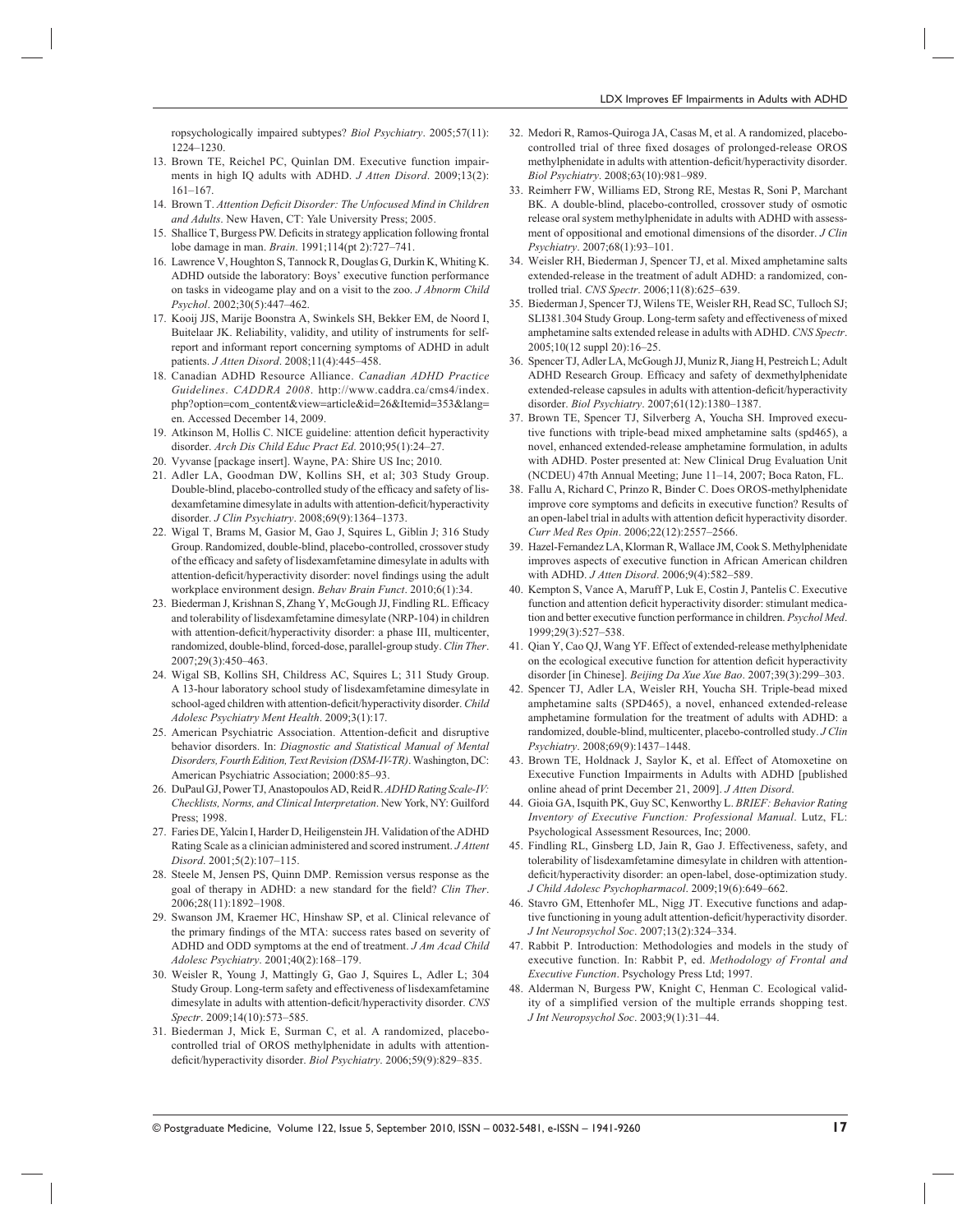ropsychologically impaired subtypes? *Biol Psychiatry*. 2005;57(11):1224–1230.

13. Brown TE, Reichel PC, Quinlan DM. Executive function impairments in high IQ adults with ADHD. *J Atten Disord*. 2009;13(2):161–167.
14. Brown T. *Attention Deficit Disorder: The Unfocused Mind in Children and Adults*. New Haven, CT: Yale University Press; 2005.
15. Shallice T, Burgess PW. Deficits in strategy application following frontal lobe damage in man. *Brain*. 1991;114(pt 2):727–741.
16. Lawrence V, Houghton S, Tannock R, Douglas G, Durkin K, Whiting K. ADHD outside the laboratory: Boys' executive function performance on tasks in videogame play and on a visit to the zoo. *J Abnorm Child Psychol*. 2002;30(5):447–462.
17. Kooij JJS, Marije Boonstra A, Swinkels SH, Bekker EM, de Noord I, Buitelaar JK. Reliability, validity, and utility of instruments for self-report and informant report concerning symptoms of ADHD in adult patients. *J Atten Disord*. 2008;11(4):445–458.
18. Canadian ADHD Resource Alliance. *Canadian ADHD Practice Guidelines. CADDRA 2008*. http://www.caddra.ca/cms4/index.php?option=com_content&view=article&id=26&Itemid=353&lang=en. Accessed December 14, 2009.
19. Atkinson M, Hollis C. NICE guideline: attention deficit hyperactivity disorder. *Arch Dis Child Educ Pract Ed*. 2010;95(1):24–27.
20. Vyvanse [package insert]. Wayne, PA: Shire US Inc; 2010.
21. Adler LA, Goodman DW, Kollins SH, et al; 303 Study Group. Double-blind, placebo-controlled study of the efficacy and safety of lisdexamfetamine dimesylate in adults with attention-deficit/hyperactivity disorder. *J Clin Psychiatry*. 2008;69(9):1364–1373.
22. Wigal T, Brams M, Gasior M, Gao J, Squires L, Giblin J; 316 Study Group. Randomized, double-blind, placebo-controlled, crossover study of the efficacy and safety of lisdexamfetamine dimesylate in adults with attention-deficit/hyperactivity disorder: novel findings using the adult workplace environment design. *Behav Brain Funct*. 2010;6(1):34.
23. Biederman J, Krishnan S, Zhang Y, McGough JJ, Findling RL. Efficacy and tolerability of lisdexamfetamine dimesylate (NRP-104) in children with attention-deficit/hyperactivity disorder: a phase III, multicenter, randomized, double-blind, forced-dose, parallel-group study. *Clin Ther*. 2007;29(3):450–463.
24. Wigal SB, Kollins SH, Childress AC, Squires L; 311 Study Group. A 13-hour laboratory school study of lisdexamfetamine dimesylate in school-aged children with attention-deficit/hyperactivity disorder. *Child Adolesc Psychiatry Ment Health*. 2009;3(1):17.
25. American Psychiatric Association. Attention-deficit and disruptive behavior disorders. In: *Diagnostic and Statistical Manual of Mental Disorders, Fourth Edition, Text Revision (DSM-IV-TR)*. Washington, DC: American Psychiatric Association; 2000:85–93.
26. DuPaul GJ, Power TJ, Anastopoulos AD, Reid R. *ADHD Rating Scale-IV: Checklists, Norms, and Clinical Interpretation*. New York, NY: Guilford Press; 1998.
27. Faries DE, Yalcin I, Harder D, Heiligenstein JH. Validation of the ADHD Rating Scale as a clinician administered and scored instrument. *J Attent Disord*. 2001;5(2):107–115.
28. Steele M, Jensen PS, Quinn DMP. Remission versus response as the goal of therapy in ADHD: a new standard for the field? *Clin Ther*. 2006;28(11):1892–1908.
29. Swanson JM, Kraemer HC, Hinshaw SP, et al. Clinical relevance of the primary findings of the MTA: success rates based on severity of ADHD and ODD symptoms at the end of treatment. *J Am Acad Child Adolesc Psychiatry*. 2001;40(2):168–179.
30. Weisler R, Young J, Mattingly G, Gao J, Squires L, Adler L; 304 Study Group. Long-term safety and effectiveness of lisdexamfetamine dimesylate in adults with attention-deficit/hyperactivity disorder. *CNS Spectr*. 2009;14(10):573–585.
31. Biederman J, Mick E, Surman C, et al. A randomized, placebo-controlled trial of OROS methylphenidate in adults with attention-deficit/hyperactivity disorder. *Biol Psychiatry*. 2006;59(9):829–835.
32. Medori R, Ramos-Quiroga JA, Casas M, et al. A randomized, placebo-controlled trial of three fixed dosages of prolonged-release OROS methylphenidate in adults with attention-deficit/hyperactivity disorder. *Biol Psychiatry*. 2008;63(10):981–989.
33. Reimherr FW, Williams ED, Strong RE, Mestas R, Soni P, Marchant BK. A double-blind, placebo-controlled, crossover study of osmotic release oral system methylphenidate in adults with ADHD with assessment of oppositional and emotional dimensions of the disorder. *J Clin Psychiatry*. 2007;68(1):93–101.
34. Weisler RH, Biederman J, Spencer TJ, et al. Mixed amphetamine salts extended-release in the treatment of adult ADHD: a randomized, controlled trial. *CNS Spectr*. 2006;11(8):625–639.
35. Biederman J, Spencer TJ, Wilens TE, Weisler RH, Read SC, Tulloch SJ; SLI381.304 Study Group. Long-term safety and effectiveness of mixed amphetamine salts extended release in adults with ADHD. *CNS Spectr*. 2005;10(12 suppl 20):16–25.
36. Spencer TJ, Adler LA, McGough JJ, Muniz R, Jiang H, Pestreich L; Adult ADHD Research Group. Efficacy and safety of dexmethylphenidate extended-release capsules in adults with attention-deficit/hyperactivity disorder. *Biol Psychiatry*. 2007;61(12):1380–1387.
37. Brown TE, Spencer TJ, Silverberg A, Youcha SH. Improved executive functions with triple-bead mixed amphetamine salts (spd465), a novel, enhanced extended-release amphetamine formulation, in adults with ADHD. Poster presented at: New Clinical Drug Evaluation Unit (NCDEU) 47th Annual Meeting; June 11–14, 2007; Boca Raton, FL.
38. Fallu A, Richard C, Prinzo R, Binder C. Does OROS-methylphenidate improve core symptoms and deficits in executive function? Results of an open-label trial in adults with attention deficit hyperactivity disorder. *Curr Med Res Opin*. 2006;22(12):2557–2566.
39. Hazel-Fernandez LA, Klorman R, Wallace JM, Cook S. Methylphenidate improves aspects of executive function in African American children with ADHD. *J Atten Disord*. 2006;9(4):582–589.
40. Kempton S, Vance A, Maruff P, Luk E, Costin J, Pantelis C. Executive function and attention deficit hyperactivity disorder: stimulant medication and better executive function performance in children. *Psychol Med*. 1999;29(3):527–538.
41. Qian Y, Cao QJ, Wang YF. Effect of extended-release methylphenidate on the ecological executive function for attention deficit hyperactivity disorder [in Chinese]. *Beijing Da Xue Xue Bao*. 2007;39(3):299–303.
42. Spencer TJ, Adler LA, Weisler RH, Youcha SH. Triple-bead mixed amphetamine salts (SPD465), a novel, enhanced extended-release amphetamine formulation for the treatment of adults with ADHD: a randomized, double-blind, multicenter, placebo-controlled study. *J Clin Psychiatry*. 2008;69(9):1437–1448.
43. Brown TE, Holdnack J, Saylor K, et al. Effect of Atomoxetine on Executive Function Impairments in Adults with ADHD [published online ahead of print December 21, 2009]. *J Atten Disord*.
44. Gioia GA, Isquith PK, Guy SC, Kenworthy L. *BRIEF: Behavior Rating Inventory of Executive Function: Professional Manual*. Lutz, FL: Psychological Assessment Resources, Inc; 2000.
45. Findling RL, Ginsberg LD, Jain R, Gao J. Effectiveness, safety, and tolerability of lisdexamfetamine dimesylate in children with attention-deficit/hyperactivity disorder: an open-label, dose-optimization study. *J Child Adolesc Psychopharmacol*. 2009;19(6):649–662.
46. Stavro GM, Ettenhofer ML, Nigg JT. Executive functions and adaptive functioning in young adult attention-deficit/hyperactivity disorder. *J Int Neuropsychol Soc*. 2007;13(2):324–334.
47. Rabbit P. Introduction: Methodologies and models in the study of executive function. In: Rabbit P, ed. *Methodology of Frontal and Executive Function*. Psychology Press Ltd; 1997.
48. Alderman N, Burgess PW, Knight C, Henman C. Ecological validity of a simplified version of the multiple errands shopping test. *J Int Neuropsychol Soc*. 2003;9(1):31–44.